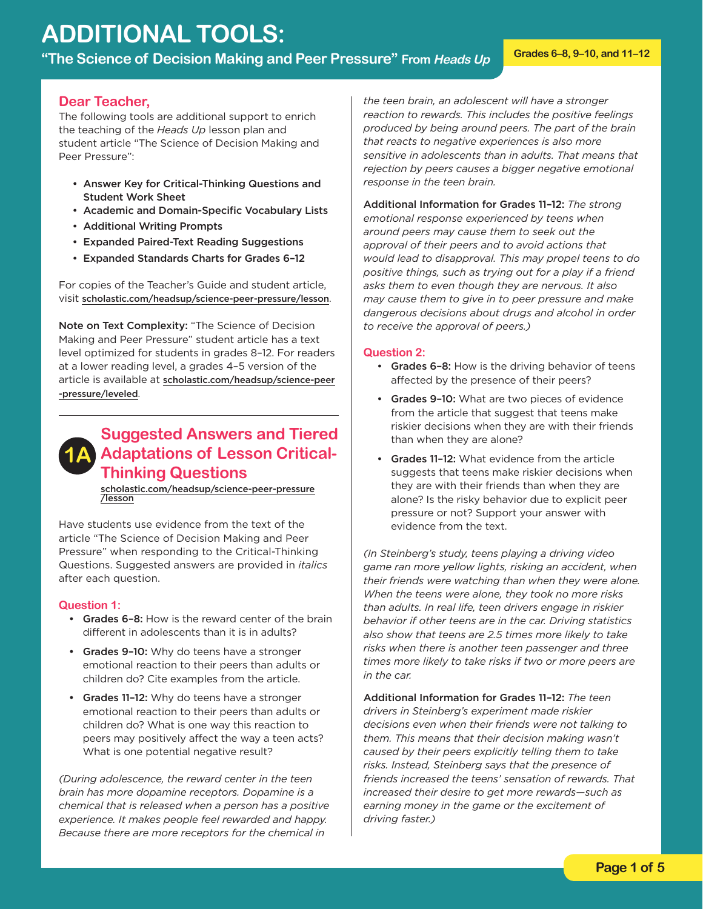# ADDITIONAL TOOLS:

## "The Science of Decision Making and Peer Pressure" From *Heads Up*

Grades 6–8, 9–10, and 11–12

### Dear Teacher,

The following tools are additional support to enrich the teaching of the *Heads Up* lesson plan and student article "The Science of Decision Making and Peer Pressure":

- **Answer Key for Critical-Thinking Questions and Student Work Sheet**
- **Academic and Domain-Specific Vocabulary Lists**
- **Additional Writing Prompts**
- **Expanded Paired-Text Reading Suggestions**
- **Expanded Standards Charts for Grades 6–12**

For copies of the Teacher's Guide and student article, visit scholastic.com/headsup/science-peer-pressure/lesson.

**Note on Text Complexity:** "The Science of Decision Making and Peer Pressure" student article has a text level optimized for students in grades 8–12. For readers at a lower reading level, a grades 4–5 version of the article is available at scholastic.com/headsup/science-peer-pressure/leveled.

## 1A Suggested Answers and Tiered Adaptations of Lesson Critical-Thinking Questions

scholastic.com/headsup/science-peer-pressure/lesson

Have students use evidence from the text of the article "The Science of Decision Making and Peer Pressure" when responding to the Critical-Thinking Questions. Suggested answers are provided in *italics* after each question.

### Question 1:

- **Grades 6–8:** How is the reward center of the brain different in adolescents than it is in adults?
- **Grades 9–10:** Why do teens have a stronger emotional reaction to their peers than adults or children do? Cite examples from the article.
- **Grades 11–12:** Why do teens have a stronger emotional reaction to their peers than adults or children do? What is one way this reaction to peers may positively affect the way a teen acts? What is one potential negative result?

*(During adolescence, the reward center in the teen brain has more dopamine receptors. Dopamine is a chemical that is released when a person has a positive experience. It makes people feel rewarded and happy. Because there are more receptors for the chemical in the teen brain, an adolescent will have a stronger reaction to rewards. This includes the positive feelings produced by being around peers. The part of the brain that reacts to negative experiences is also more sensitive in adolescents than in adults. That means that rejection by peers causes a bigger negative emotional response in the teen brain.*

**Additional Information for Grades 11–12:** *The strong emotional response experienced by teens when around peers may cause them to seek out the approval of their peers and to avoid actions that would lead to disapproval. This may propel teens to do positive things, such as trying out for a play if a friend asks them to even though they are nervous. It also may cause them to give in to peer pressure and make dangerous decisions about drugs and alcohol in order to receive the approval of peers.)*

### Question 2:

- **Grades 6–8:** How is the driving behavior of teens affected by the presence of their peers?
- **Grades 9–10:** What are two pieces of evidence from the article that suggest that teens make riskier decisions when they are with their friends than when they are alone?
- **Grades 11–12:** What evidence from the article suggests that teens make riskier decisions when they are with their friends than when they are alone? Is the risky behavior due to explicit peer pressure or not? Support your answer with evidence from the text.

*(In Steinberg's study, teens playing a driving video game ran more yellow lights, risking an accident, when their friends were watching than when they were alone. When the teens were alone, they took no more risks than adults. In real life, teen drivers engage in riskier behavior if other teens are in the car. Driving statistics also show that teens are 2.5 times more likely to take risks when there is another teen passenger and three times more likely to take risks if two or more peers are in the car.*

**Additional Information for Grades 11–12:** *The teen drivers in Steinberg's experiment made riskier decisions even when their friends were not talking to them. This means that their decision making wasn't caused by their peers explicitly telling them to take risks. Instead, Steinberg says that the presence of friends increased the teens' sensation of rewards. That increased their desire to get more rewards—such as earning money in the game or the excitement of driving faster.)*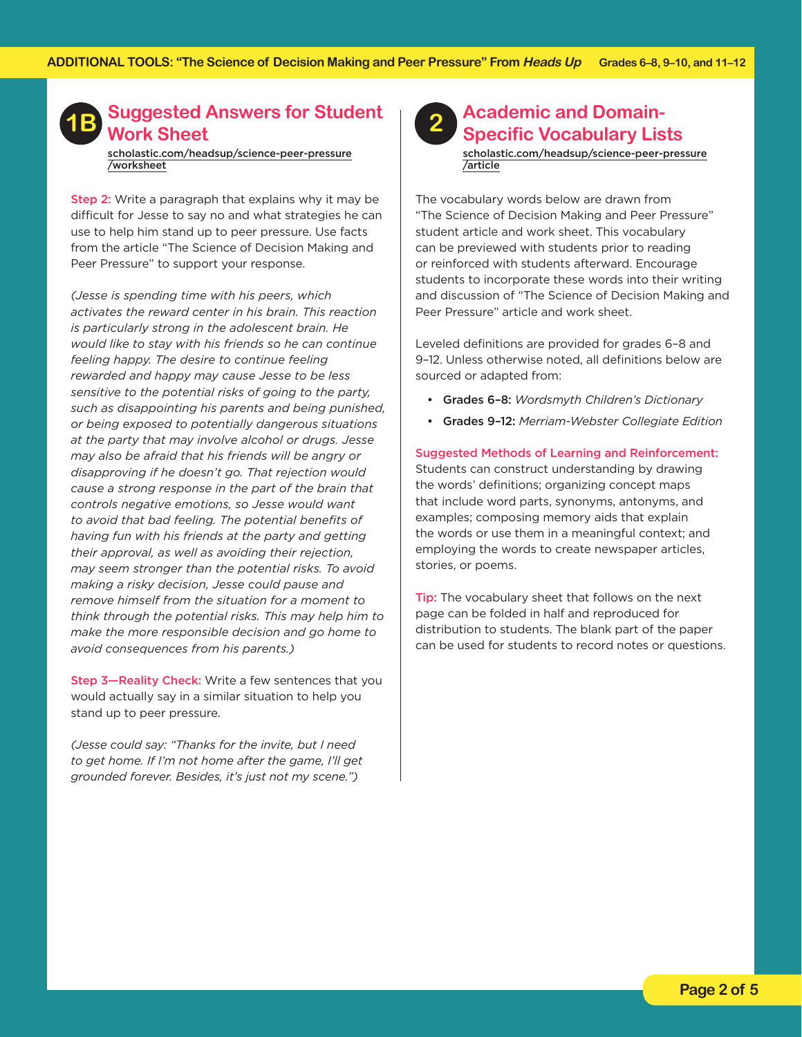## 1B Suggested Answers for Student Work Sheet

scholastic.com/headsup/science-peer-pressure/worksheet

**Step 2:** Write a paragraph that explains why it may be difficult for Jesse to say no and what strategies he can use to help him stand up to peer pressure. Use facts from the article "The Science of Decision Making and Peer Pressure" to support your response.

*(Jesse is spending time with his peers, which activates the reward center in his brain. This reaction is particularly strong in the adolescent brain. He would like to stay with his friends so he can continue feeling happy. The desire to continue feeling rewarded and happy may cause Jesse to be less sensitive to the potential risks of going to the party, such as disappointing his parents and being punished, or being exposed to potentially dangerous situations at the party that may involve alcohol or drugs. Jesse may also be afraid that his friends will be angry or disapproving if he doesn't go. That rejection would cause a strong response in the part of the brain that controls negative emotions, so Jesse would want to avoid that bad feeling. The potential benefits of having fun with his friends at the party and getting their approval, as well as avoiding their rejection, may seem stronger than the potential risks. To avoid making a risky decision, Jesse could pause and remove himself from the situation for a moment to think through the potential risks. This may help him to make the more responsible decision and go home to avoid consequences from his parents.)*

**Step 3—Reality Check:** Write a few sentences that you would actually say in a similar situation to help you stand up to peer pressure.

*(Jesse could say: "Thanks for the invite, but I need to get home. If I'm not home after the game, I'll get grounded forever. Besides, it's just not my scene.")*

## 2 Academic and Domain-Specific Vocabulary Lists

scholastic.com/headsup/science-peer-pressure/article

The vocabulary words below are drawn from "The Science of Decision Making and Peer Pressure" student article and work sheet. This vocabulary can be previewed with students prior to reading or reinforced with students afterward. Encourage students to incorporate these words into their writing and discussion of "The Science of Decision Making and Peer Pressure" article and work sheet.

Leveled definitions are provided for grades 6–8 and 9–12. Unless otherwise noted, all definitions below are sourced or adapted from:

- **Grades 6–8:** *Wordsmyth Children's Dictionary*
- **Grades 9–12:** *Merriam-Webster Collegiate Edition*

**Suggested Methods of Learning and Reinforcement:** Students can construct understanding by drawing the words' definitions; organizing concept maps that include word parts, synonyms, antonyms, and examples; composing memory aids that explain the words or use them in a meaningful context; and employing the words to create newspaper articles, stories, or poems.

**Tip:** The vocabulary sheet that follows on the next page can be folded in half and reproduced for distribution to students. The blank part of the paper can be used for students to record notes or questions.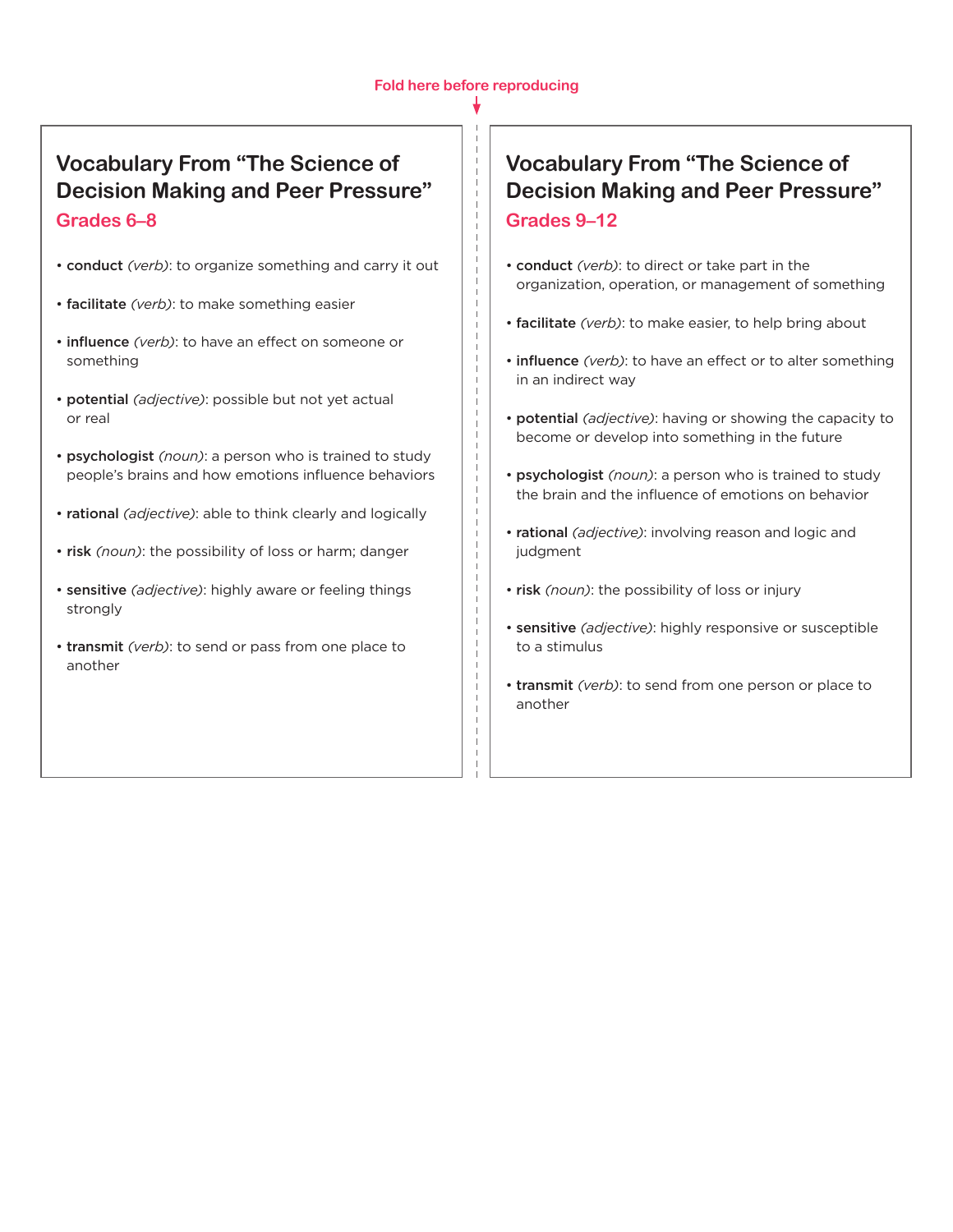Fold here before reproducing

## Vocabulary From "The Science of Decision Making and Peer Pressure"

### Grades 6–8

- **conduct** *(verb)*: to organize something and carry it out
- **facilitate** *(verb)*: to make something easier
- **influence** *(verb)*: to have an effect on someone or something
- **potential** *(adjective)*: possible but not yet actual or real
- **psychologist** *(noun)*: a person who is trained to study people's brains and how emotions influence behaviors
- **rational** *(adjective)*: able to think clearly and logically
- **risk** *(noun)*: the possibility of loss or harm; danger
- **sensitive** *(adjective)*: highly aware or feeling things strongly
- **transmit** *(verb)*: to send or pass from one place to another

## Vocabulary From "The Science of Decision Making and Peer Pressure"

### Grades 9–12

- **conduct** *(verb)*: to direct or take part in the organization, operation, or management of something
- **facilitate** *(verb)*: to make easier, to help bring about
- **influence** *(verb)*: to have an effect or to alter something in an indirect way
- **potential** *(adjective)*: having or showing the capacity to become or develop into something in the future
- **psychologist** *(noun)*: a person who is trained to study the brain and the influence of emotions on behavior
- **rational** *(adjective)*: involving reason and logic and judgment
- **risk** *(noun)*: the possibility of loss or injury
- **sensitive** *(adjective)*: highly responsive or susceptible to a stimulus
- **transmit** *(verb)*: to send from one person or place to another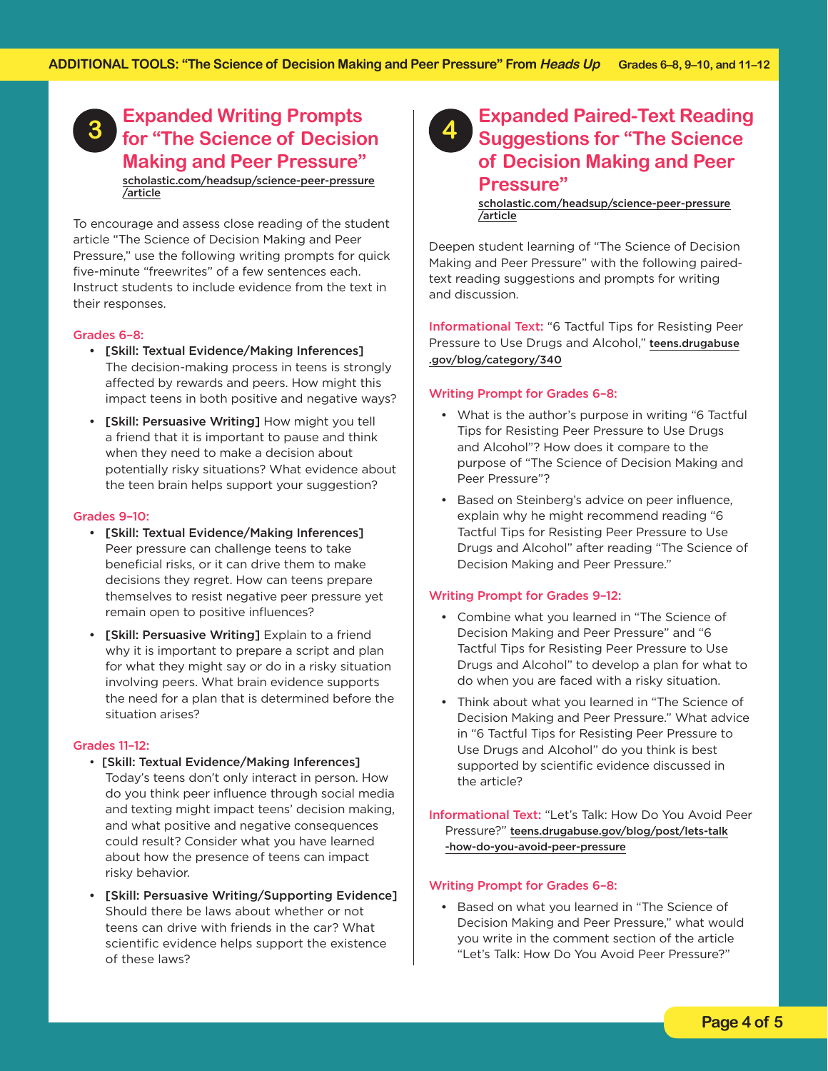## 3 Expanded Writing Prompts for "The Science of Decision Making and Peer Pressure"

scholastic.com/headsup/science-peer-pressure/article

To encourage and assess close reading of the student article "The Science of Decision Making and Peer Pressure," use the following writing prompts for quick five-minute "freewrites" of a few sentences each. Instruct students to include evidence from the text in their responses.

### Grades 6–8:

- **[Skill: Textual Evidence/Making Inferences]** The decision-making process in teens is strongly affected by rewards and peers. How might this impact teens in both positive and negative ways?
- **[Skill: Persuasive Writing]** How might you tell a friend that it is important to pause and think when they need to make a decision about potentially risky situations? What evidence about the teen brain helps support your suggestion?

### Grades 9–10:

- **[Skill: Textual Evidence/Making Inferences]** Peer pressure can challenge teens to take beneficial risks, or it can drive them to make decisions they regret. How can teens prepare themselves to resist negative peer pressure yet remain open to positive influences?
- **[Skill: Persuasive Writing]** Explain to a friend why it is important to prepare a script and plan for what they might say or do in a risky situation involving peers. What brain evidence supports the need for a plan that is determined before the situation arises?

### Grades 11–12:

- **[Skill: Textual Evidence/Making Inferences]** Today's teens don't only interact in person. How do you think peer influence through social media and texting might impact teens' decision making, and what positive and negative consequences could result? Consider what you have learned about how the presence of teens can impact risky behavior.
- **[Skill: Persuasive Writing/Supporting Evidence]** Should there be laws about whether or not teens can drive with friends in the car? What scientific evidence helps support the existence of these laws?

## 4 Expanded Paired-Text Reading Suggestions for "The Science of Decision Making and Peer Pressure"

scholastic.com/headsup/science-peer-pressure/article

Deepen student learning of "The Science of Decision Making and Peer Pressure" with the following paired-text reading suggestions and prompts for writing and discussion.

**Informational Text:** "6 Tactful Tips for Resisting Peer Pressure to Use Drugs and Alcohol," teens.drugabuse.gov/blog/category/340

### Writing Prompt for Grades 6–8:

- What is the author's purpose in writing "6 Tactful Tips for Resisting Peer Pressure to Use Drugs and Alcohol"? How does it compare to the purpose of "The Science of Decision Making and Peer Pressure"?
- Based on Steinberg's advice on peer influence, explain why he might recommend reading "6 Tactful Tips for Resisting Peer Pressure to Use Drugs and Alcohol" after reading "The Science of Decision Making and Peer Pressure."

### Writing Prompt for Grades 9–12:

- Combine what you learned in "The Science of Decision Making and Peer Pressure" and "6 Tactful Tips for Resisting Peer Pressure to Use Drugs and Alcohol" to develop a plan for what to do when you are faced with a risky situation.
- Think about what you learned in "The Science of Decision Making and Peer Pressure." What advice in "6 Tactful Tips for Resisting Peer Pressure to Use Drugs and Alcohol" do you think is best supported by scientific evidence discussed in the article?

**Informational Text:** "Let's Talk: How Do You Avoid Peer Pressure?" teens.drugabuse.gov/blog/post/lets-talk-how-do-you-avoid-peer-pressure

### Writing Prompt for Grades 6–8:

- Based on what you learned in "The Science of Decision Making and Peer Pressure," what would you write in the comment section of the article "Let's Talk: How Do You Avoid Peer Pressure?"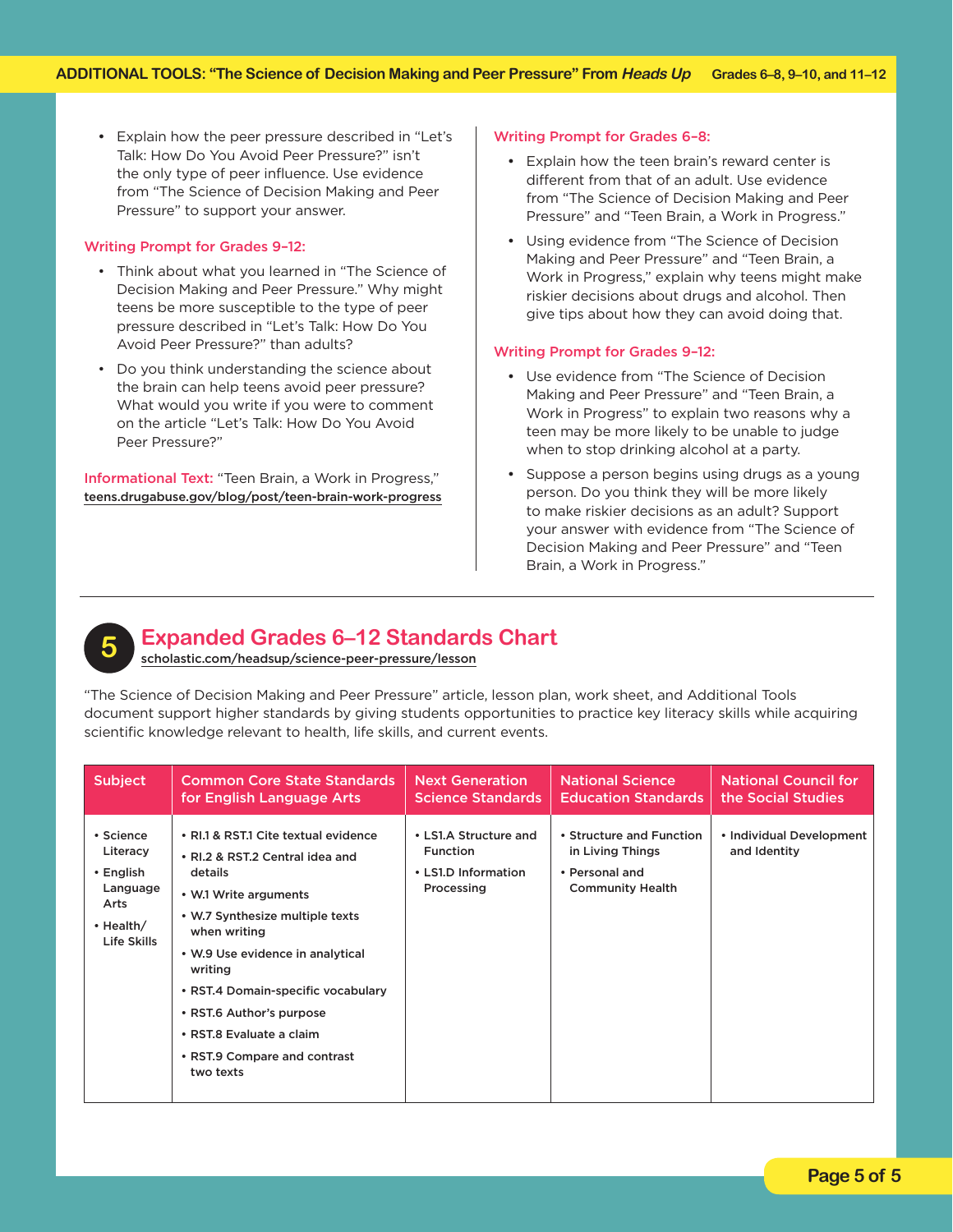- Explain how the peer pressure described in "Let's Talk: How Do You Avoid Peer Pressure?" isn't the only type of peer influence. Use evidence from "The Science of Decision Making and Peer Pressure" to support your answer.

**Writing Prompt for Grades 9–12:**

- Think about what you learned in "The Science of Decision Making and Peer Pressure." Why might teens be more susceptible to the type of peer pressure described in "Let's Talk: How Do You Avoid Peer Pressure?" than adults?
- Do you think understanding the science about the brain can help teens avoid peer pressure? What would you write if you were to comment on the article "Let's Talk: How Do You Avoid Peer Pressure?"

**Informational Text:** "Teen Brain, a Work in Progress," teens.drugabuse.gov/blog/post/teen-brain-work-progress

**Writing Prompt for Grades 6–8:**

- Explain how the teen brain's reward center is different from that of an adult. Use evidence from "The Science of Decision Making and Peer Pressure" and "Teen Brain, a Work in Progress."
- Using evidence from "The Science of Decision Making and Peer Pressure" and "Teen Brain, a Work in Progress," explain why teens might make riskier decisions about drugs and alcohol. Then give tips about how they can avoid doing that.

**Writing Prompt for Grades 9–12:**

- Use evidence from "The Science of Decision Making and Peer Pressure" and "Teen Brain, a Work in Progress" to explain two reasons why a teen may be more likely to be unable to judge when to stop drinking alcohol at a party.
- Suppose a person begins using drugs as a young person. Do you think they will be more likely to make riskier decisions as an adult? Support your answer with evidence from "The Science of Decision Making and Peer Pressure" and "Teen Brain, a Work in Progress."

## 5 Expanded Grades 6–12 Standards Chart

scholastic.com/headsup/science-peer-pressure/lesson

"The Science of Decision Making and Peer Pressure" article, lesson plan, work sheet, and Additional Tools document support higher standards by giving students opportunities to practice key literacy skills while acquiring scientific knowledge relevant to health, life skills, and current events.

| Subject | Common Core State Standards for English Language Arts | Next Generation Science Standards | National Science Education Standards | National Council for the Social Studies |
|---|---|---|---|---|
| • Science Literacy<br>• English Language Arts<br>• Health/ Life Skills | • RI.1 & RST.1 Cite textual evidence<br>• RI.2 & RST.2 Central idea and details<br>• W.1 Write arguments<br>• W.7 Synthesize multiple texts when writing<br>• W.9 Use evidence in analytical writing<br>• RST.4 Domain-specific vocabulary<br>• RST.6 Author's purpose<br>• RST.8 Evaluate a claim<br>• RST.9 Compare and contrast two texts | • LS1.A Structure and Function<br>• LS1.D Information Processing | • Structure and Function in Living Things<br>• Personal and Community Health | • Individual Development and Identity |